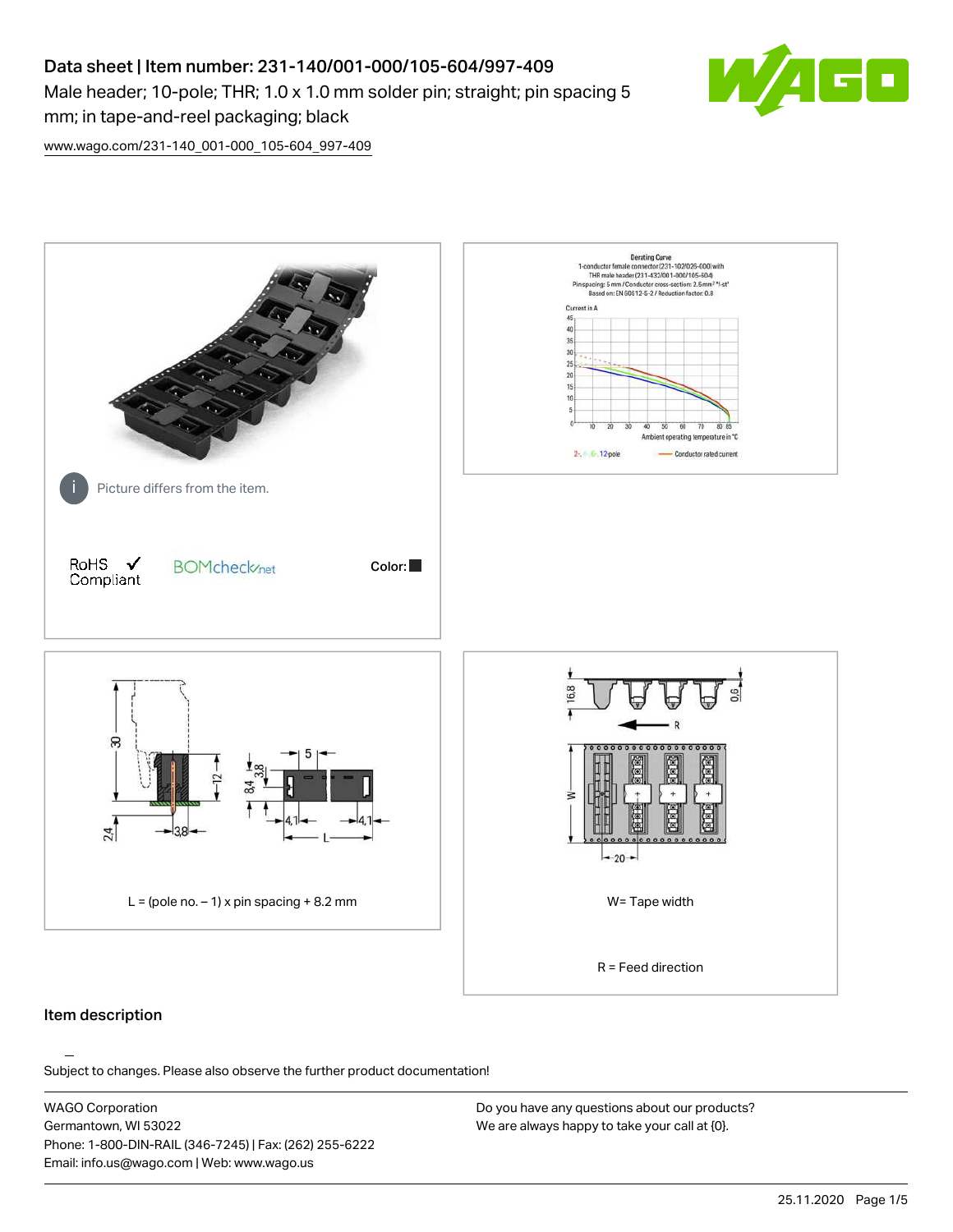# Data sheet | Item number: 231-140/001-000/105-604/997-409

Male header; 10-pole; THR; 1.0 x 1.0 mm solder pin; straight; pin spacing 5 mm; in tape-and-reel packaging; black

www.wago.com/231-140_001-000_105-604_997-409

Picture differs from the item.

RoHS Compliant

Color:

L = (pole no. – 1) x pin spacing + 8.2 mm

W= Tape width

R = Feed direction

## Item description

Subject to changes. Please also observe the further product documentation!

WAGO Corporation
Germantown, WI 53022
Phone: 1-800-DIN-RAIL (346-7245) | Fax: (262) 255-6222
Email: info.us@wago.com | Web: www.wago.us

Do you have any questions about our products?
We are always happy to take your call at {0}.

25.11.2020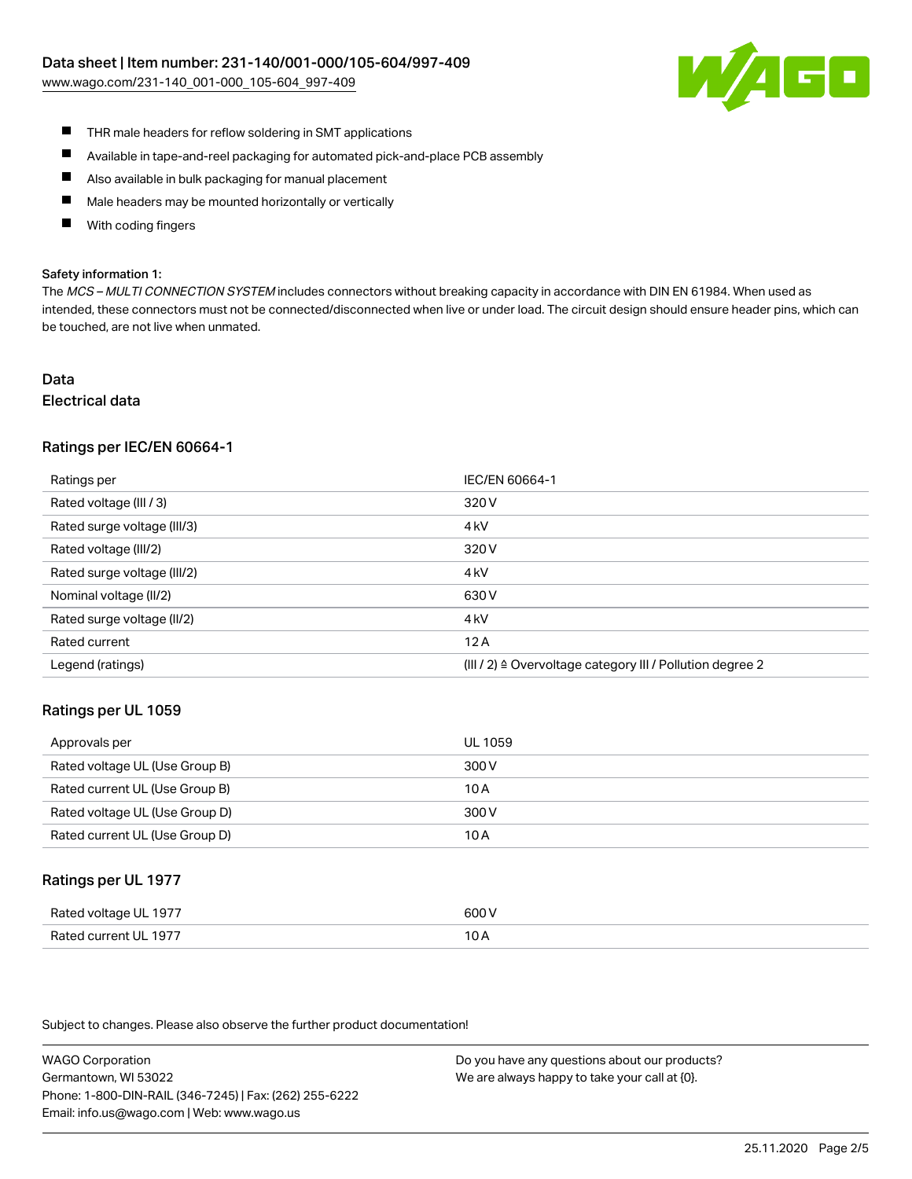- THR male headers for reflow soldering in SMT applications
- Available in tape-and-reel packaging for automated pick-and-place PCB assembly
- Also available in bulk packaging for manual placement
- Male headers may be mounted horizontally or vertically
- With coding fingers

**Safety information 1:**

The *MCS – MULTI CONNECTION SYSTEM* includes connectors without breaking capacity in accordance with DIN EN 61984. When used as intended, these connectors must not be connected/disconnected when live or under load. The circuit design should ensure header pins, which can be touched, are not live when unmated.

## Data

### Electrical data

#### Ratings per IEC/EN 60664-1

| Ratings per | IEC/EN 60664-1 |
|---|---|
| Rated voltage (III / 3) | 320 V |
| Rated surge voltage (III/3) | 4 kV |
| Rated voltage (III/2) | 320 V |
| Rated surge voltage (III/2) | 4 kV |
| Nominal voltage (II/2) | 630 V |
| Rated surge voltage (II/2) | 4 kV |
| Rated current | 12 A |
| Legend (ratings) | (III / 2) ≙ Overvoltage category III / Pollution degree 2 |

#### Ratings per UL 1059

| Approvals per | UL 1059 |
|---|---|
| Rated voltage UL (Use Group B) | 300 V |
| Rated current UL (Use Group B) | 10 A |
| Rated voltage UL (Use Group D) | 300 V |
| Rated current UL (Use Group D) | 10 A |

#### Ratings per UL 1977

| Rated voltage UL 1977 | 600 V |
|---|---|
| Rated current UL 1977 | 10 A |

Subject to changes. Please also observe the further product documentation!

WAGO Corporation
Germantown, WI 53022
Phone: 1-800-DIN-RAIL (346-7245) | Fax: (262) 255-6222
Email: info.us@wago.com | Web: www.wago.us

Do you have any questions about our products?
We are always happy to take your call at {0}.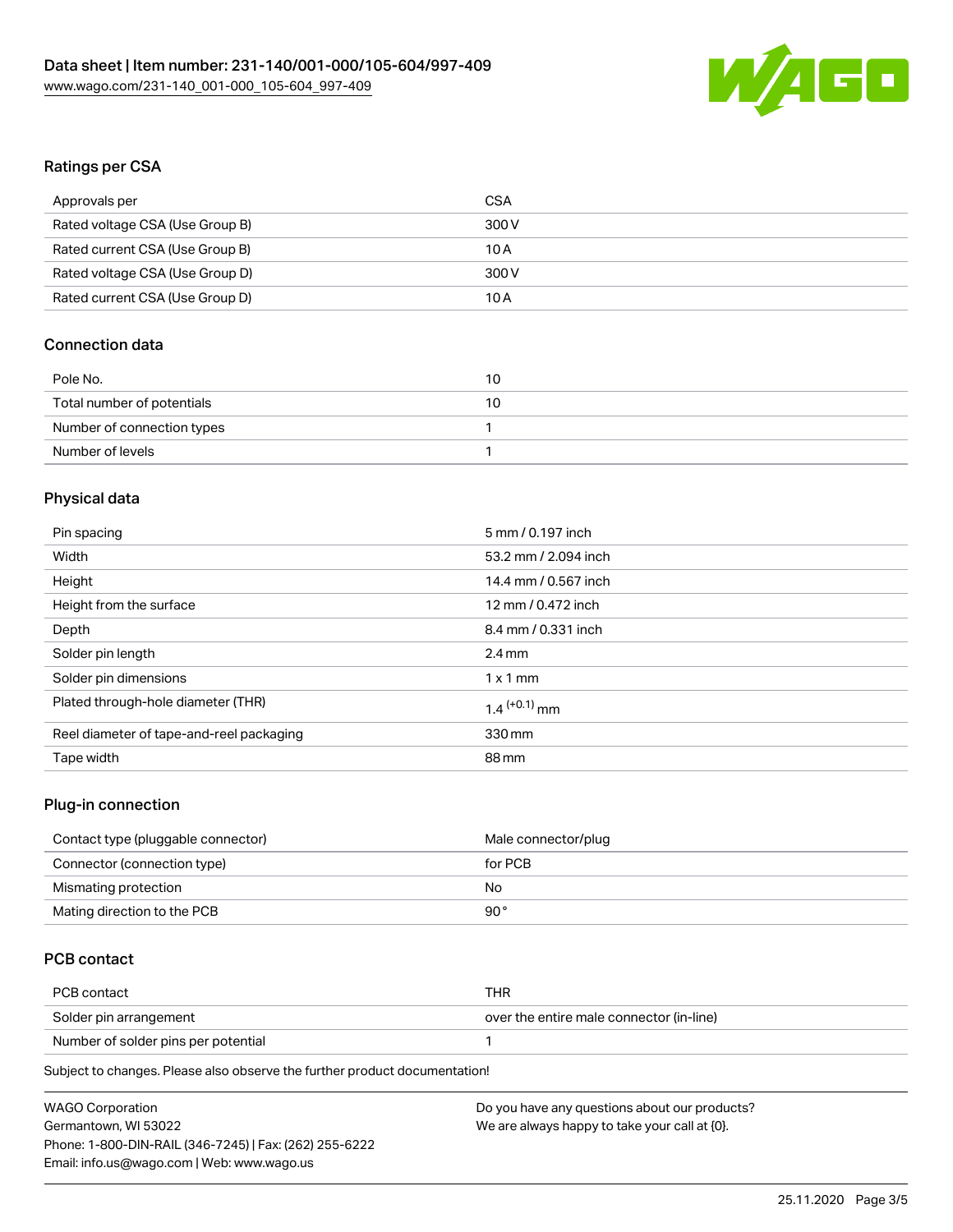## Ratings per CSA

| Approvals per | CSA |
| --- | --- |
| Rated voltage CSA (Use Group B) | 300 V |
| Rated current CSA (Use Group B) | 10 A |
| Rated voltage CSA (Use Group D) | 300 V |
| Rated current CSA (Use Group D) | 10 A |

## Connection data

| Pole No. | 10 |
| --- | --- |
| Total number of potentials | 10 |
| Number of connection types | 1 |
| Number of levels | 1 |

## Physical data

| Pin spacing | 5 mm / 0.197 inch |
| --- | --- |
| Width | 53.2 mm / 2.094 inch |
| Height | 14.4 mm / 0.567 inch |
| Height from the surface | 12 mm / 0.472 inch |
| Depth | 8.4 mm / 0.331 inch |
| Solder pin length | 2.4 mm |
| Solder pin dimensions | 1 x 1 mm |
| Plated through-hole diameter (THR) | $1.4^{(+0.1)}$ mm |
| Reel diameter of tape-and-reel packaging | 330 mm |
| Tape width | 88 mm |

## Plug-in connection

| Contact type (pluggable connector) | Male connector/plug |
| --- | --- |
| Connector (connection type) | for PCB |
| Mismating protection | No |
| Mating direction to the PCB | 90° |

## PCB contact

| PCB contact | THR |
| --- | --- |
| Solder pin arrangement | over the entire male connector (in-line) |
| Number of solder pins per potential | 1 |

Subject to changes. Please also observe the further product documentation!

WAGO Corporation
Germantown, WI 53022
Phone: 1-800-DIN-RAIL (346-7245) | Fax: (262) 255-6222
Email: info.us@wago.com | Web: www.wago.us

Do you have any questions about our products?
We are always happy to take your call at {0}.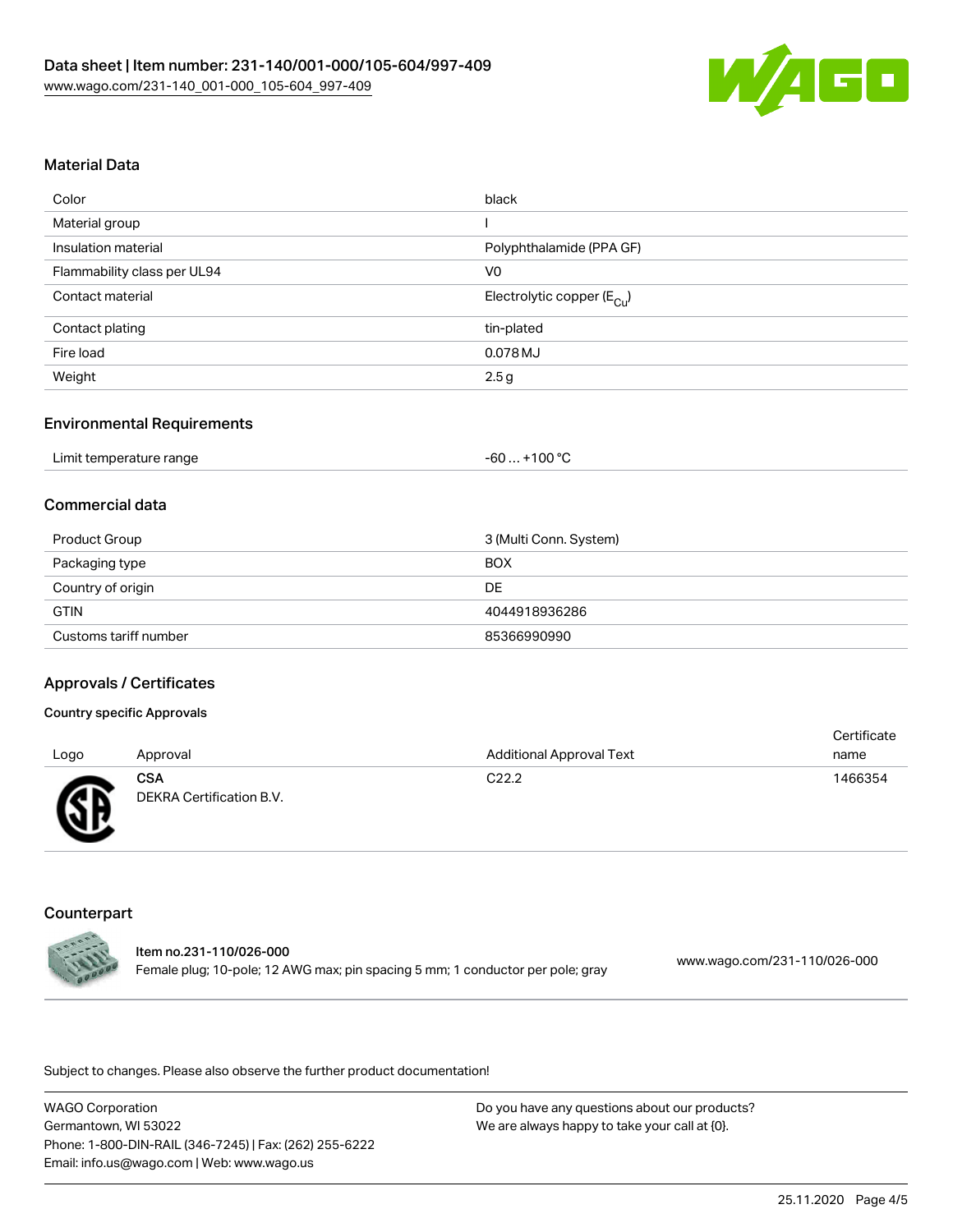## Material Data

| | |
|---|---|
| Color | black |
| Material group | I |
| Insulation material | Polyphthalamide (PPA GF) |
| Flammability class per UL94 | V0 |
| Contact material | Electrolytic copper ($E_{Cu}$) |
| Contact plating | tin-plated |
| Fire load | 0.078 MJ |
| Weight | 2.5 g |

## Environmental Requirements

| | |
|---|---|
| Limit temperature range | -60 … +100 °C |

## Commercial data

| | |
|---|---|
| Product Group | 3 (Multi Conn. System) |
| Packaging type | BOX |
| Country of origin | DE |
| GTIN | 4044918936286 |
| Customs tariff number | 85366990990 |

## Approvals / Certificates

### Country specific Approvals

| Logo | Approval | Additional Approval Text | Certificate name |
|---|---|---|---|
| | **CSA** DEKRA Certification B.V. | C22.2 | 1466354 |

## Counterpart

**Item no.231-110/026-000**
Female plug; 10-pole; 12 AWG max; pin spacing 5 mm; 1 conductor per pole; gray — www.wago.com/231-110/026-000

Subject to changes. Please also observe the further product documentation!

WAGO Corporation
Germantown, WI 53022
Phone: 1-800-DIN-RAIL (346-7245) | Fax: (262) 255-6222
Email: info.us@wago.com | Web: www.wago.us

Do you have any questions about our products?
We are always happy to take your call at {0}.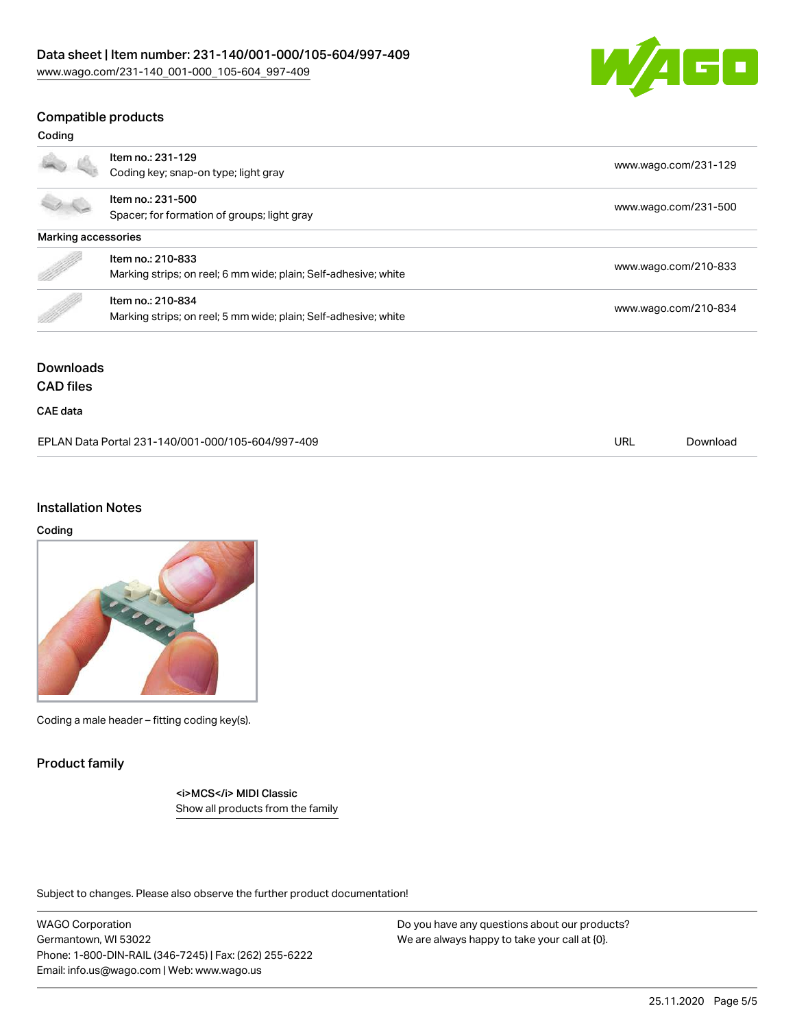## Compatible products

### Coding

| | | |
|---|---|---|
| | Item no.: 231-129<br>Coding key; snap-on type; light gray | www.wago.com/231-129 |
| | Item no.: 231-500<br>Spacer; for formation of groups; light gray | www.wago.com/231-500 |

### Marking accessories

| | | |
|---|---|---|
| | Item no.: 210-833<br>Marking strips; on reel; 6 mm wide; plain; Self-adhesive; white | www.wago.com/210-833 |
| | Item no.: 210-834<br>Marking strips; on reel; 5 mm wide; plain; Self-adhesive; white | www.wago.com/210-834 |

## Downloads

### CAD files

#### CAE data

| | | |
|---|---|---|
| EPLAN Data Portal 231-140/001-000/105-604/997-409 | URL | Download |

## Installation Notes

### Coding

Coding a male header – fitting coding key(s).

## Product family

<i>MCS</i> MIDI Classic
Show all products from the family

Subject to changes. Please also observe the further product documentation!

WAGO Corporation
Germantown, WI 53022
Phone: 1-800-DIN-RAIL (346-7245) | Fax: (262) 255-6222
Email: info.us@wago.com | Web: www.wago.us

Do you have any questions about our products?
We are always happy to take your call at {0}.

25.11.2020